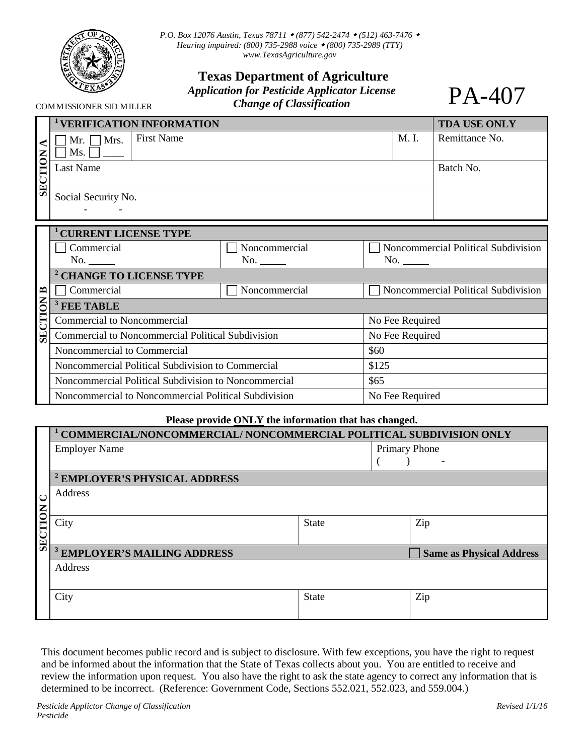P.O. Box 12076 Austin, Texas 78711 • (877) 542-2474 • (512) 463-7476 •
Hearing impaired: (800) 735-2988 voice • (800) 735-2989 (TTY)
www.TexasAgriculture.gov

COMMISSIONER SID MILLER

# Texas Department of Agriculture

## *Application for Pesticide Applicator License Change of Classification*

# PA-407

## SECTION A

| [1] VERIFICATION INFORMATION | | | TDA USE ONLY |
|---|---|---|---|
| ☐ Mr. ☐ Mrs. ☐ Ms. ☐ ____ | First Name | M. I. | Remittance No. |
| Last Name | | | Batch No. |
| Social Security No.<br>- - | | | |

## SECTION B

| [1] CURRENT LICENSE TYPE | | |
|---|---|---|
| ☐ Commercial<br>No. _____ | ☐ Noncommercial<br>No. _____ | ☐ Noncommercial Political Subdivision<br>No. _____ |

| [2] CHANGE TO LICENSE TYPE | | |
|---|---|---|
| ☐ Commercial | ☐ Noncommercial | ☐ Noncommercial Political Subdivision |

| [3] FEE TABLE | |
|---|---|
| Commercial to Noncommercial | No Fee Required |
| Commercial to Noncommercial Political Subdivision | No Fee Required |
| Noncommercial to Commercial | $60 |
| Noncommercial Political Subdivision to Commercial | $125 |
| Noncommercial Political Subdivision to Noncommercial | $65 |
| Noncommercial to Noncommercial Political Subdivision | No Fee Required |

**Please provide ONLY the information that has changed.**

## SECTION C

| [1] COMMERCIAL/NONCOMMERCIAL/ NONCOMMERCIAL POLITICAL SUBDIVISION ONLY | | |
|---|---|---|
| Employer Name | | Primary Phone<br>( ) - |

| [2] EMPLOYER'S PHYSICAL ADDRESS | | |
|---|---|---|
| Address | | |
| City | State | Zip |

| [3] EMPLOYER'S MAILING ADDRESS | | ☐ Same as Physical Address |
|---|---|---|
| Address | | |
| City | State | Zip |

This document becomes public record and is subject to disclosure. With few exceptions, you have the right to request and be informed about the information that the State of Texas collects about you. You are entitled to receive and review the information upon request. You also have the right to ask the state agency to correct any information that is determined to be incorrect. (Reference: Government Code, Sections 552.021, 552.023, and 559.004.)

*Pesticide Applictor Change of Classification*
*Pesticide*

*Revised 1/1/16*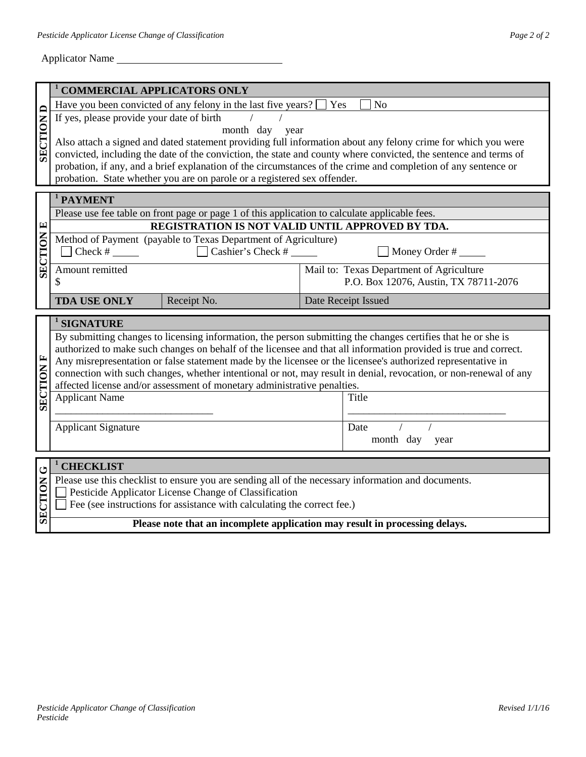Applicator Name ________________________________

## SECTION D

### [1] COMMERCIAL APPLICATORS ONLY

Have you been convicted of any felony in the last five years? ☐ Yes ☐ No

If yes, please provide your date of birth ___ / ___ / ___
month day year

Also attach a signed and dated statement providing full information about any felony crime for which you were convicted, including the date of the conviction, the state and county where convicted, the sentence and terms of probation, if any, and a brief explanation of the circumstances of the crime and completion of any sentence or probation. State whether you are on parole or a registered sex offender.

## SECTION E

### [1] PAYMENT

Please use fee table on front page or page 1 of this application to calculate applicable fees.

**REGISTRATION IS NOT VALID UNTIL APPROVED BY TDA.**

Method of Payment (payable to Texas Department of Agriculture)

☐ Check # _____ ☐ Cashier's Check # _____ ☐ Money Order # _____

| | | |
|---|---|---|
| Amount remitted<br>$ | | Mail to: Texas Department of Agriculture<br>P.O. Box 12076, Austin, TX 78711-2076 |
| **TDA USE ONLY** | Receipt No. | Date Receipt Issued |

## SECTION F

### [1] SIGNATURE

By submitting changes to licensing information, the person submitting the changes certifies that he or she is authorized to make such changes on behalf of the licensee and that all information provided is true and correct. Any misrepresentation or false statement made by the licensee or the licensee's authorized representative in connection with such changes, whether intentional or not, may result in denial, revocation, or non-renewal of any affected license and/or assessment of monetary administrative penalties.

| | |
|---|---|
| Applicant Name<br>______________________________ | Title<br>______________________________ |
| Applicant Signature | Date ___ / ___ / ___<br>month day year |

## SECTION G

### [1] CHECKLIST

Please use this checklist to ensure you are sending all of the necessary information and documents.

☐ Pesticide Applicator License Change of Classification

☐ Fee (see instructions for assistance with calculating the correct fee.)

**Please note that an incomplete application may result in processing delays.**